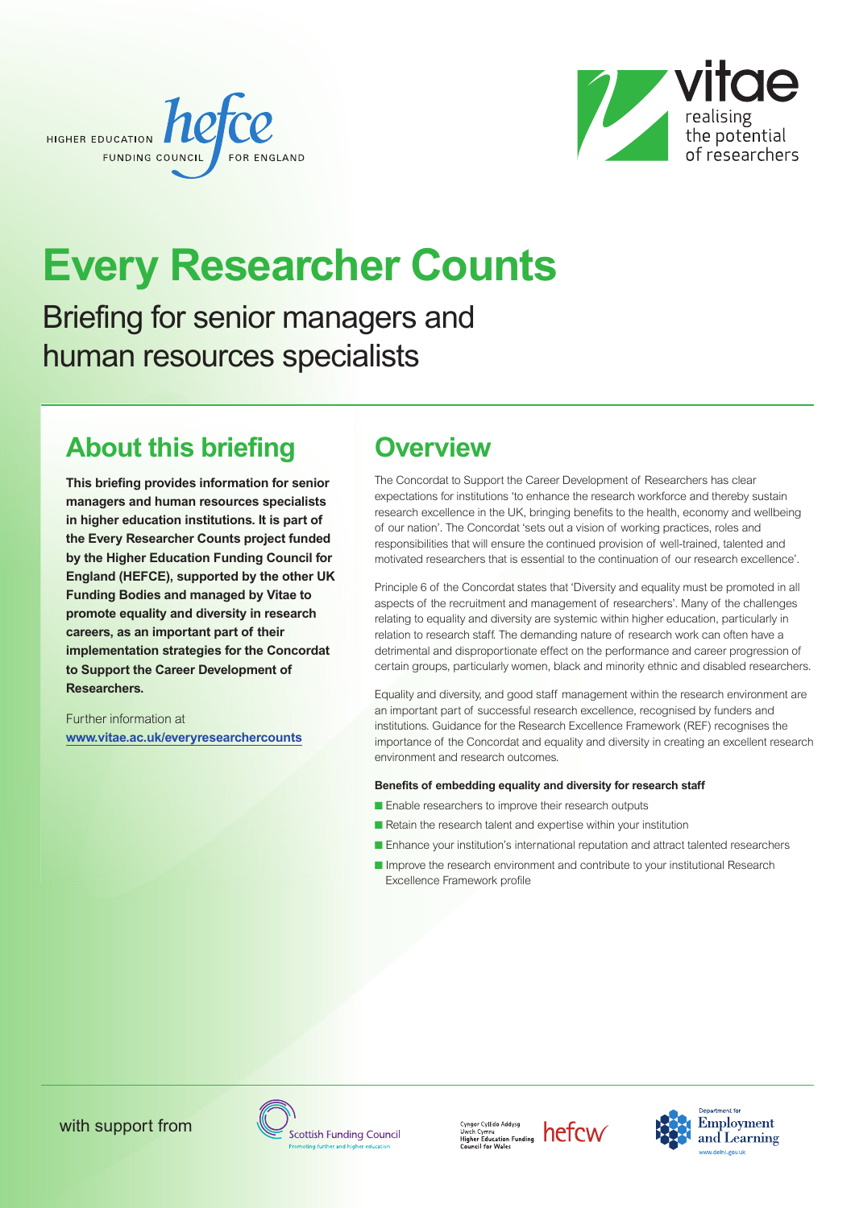HIGHER EDUCATION FUNDING COUNCIL FOR ENGLAND

vitae — realising the potential of researchers

# Every Researcher Counts

Briefing for senior managers and human resources specialists

## About this briefing

**This briefing provides information for senior managers and human resources specialists in higher education institutions. It is part of the Every Researcher Counts project funded by the Higher Education Funding Council for England (HEFCE), supported by the other UK Funding Bodies and managed by Vitae to promote equality and diversity in research careers, as an important part of their implementation strategies for the Concordat to Support the Career Development of Researchers.**

Further information at **www.vitae.ac.uk/everyresearchercounts**

## Overview

The Concordat to Support the Career Development of Researchers has clear expectations for institutions 'to enhance the research workforce and thereby sustain research excellence in the UK, bringing benefits to the health, economy and wellbeing of our nation'. The Concordat 'sets out a vision of working practices, roles and responsibilities that will ensure the continued provision of well-trained, talented and motivated researchers that is essential to the continuation of our research excellence'.

Principle 6 of the Concordat states that 'Diversity and equality must be promoted in all aspects of the recruitment and management of researchers'. Many of the challenges relating to equality and diversity are systemic within higher education, particularly in relation to research staff. The demanding nature of research work can often have a detrimental and disproportionate effect on the performance and career progression of certain groups, particularly women, black and minority ethnic and disabled researchers.

Equality and diversity, and good staff management within the research environment are an important part of successful research excellence, recognised by funders and institutions. Guidance for the Research Excellence Framework (REF) recognises the importance of the Concordat and equality and diversity in creating an excellent research environment and research outcomes.

**Benefits of embedding equality and diversity for research staff**

- Enable researchers to improve their research outputs
- Retain the research talent and expertise within your institution
- Enhance your institution's international reputation and attract talented researchers
- Improve the research environment and contribute to your institutional Research Excellence Framework profile

with support from

Scottish Funding Council — Promoting further and higher education

Cyngor Cyllido Addysg Uwch Cymru — Higher Education Funding Council for Wales — hefcw

Department for Employment and Learning — www.delni.gov.uk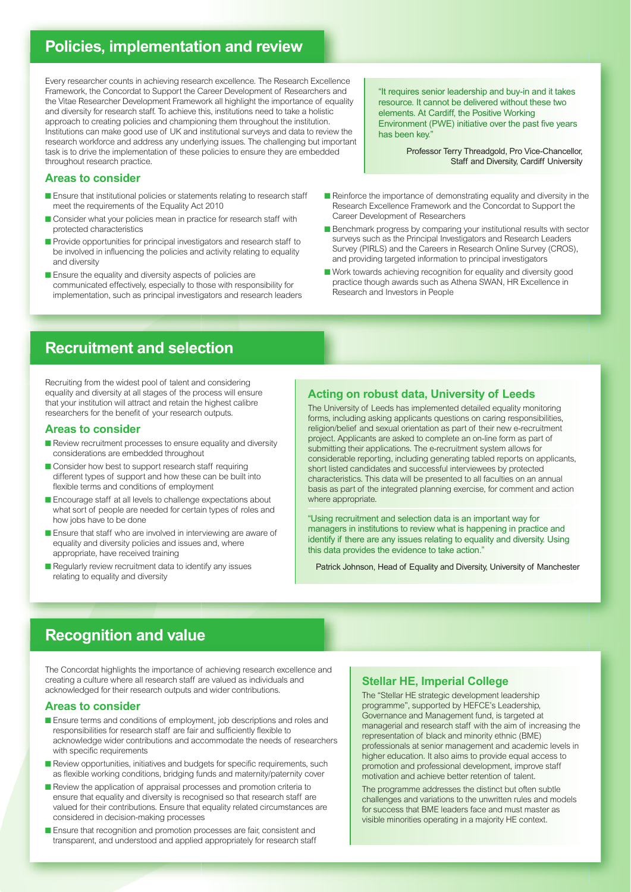## Policies, implementation and review

Every researcher counts in achieving research excellence. The Research Excellence Framework, the Concordat to Support the Career Development of Researchers and the Vitae Researcher Development Framework all highlight the importance of equality and diversity for research staff. To achieve this, institutions need to take a holistic approach to creating policies and championing them throughout the institution. Institutions can make good use of UK and institutional surveys and data to review the research workforce and address any underlying issues. The challenging but important task is to drive the implementation of these policies to ensure they are embedded throughout research practice.

> "It requires senior leadership and buy-in and it takes resource. It cannot be delivered without these two elements. At Cardiff, the Positive Working Environment (PWE) initiative over the past five years has been key."
>
> Professor Terry Threadgold, Pro Vice-Chancellor, Staff and Diversity, Cardiff University

### Areas to consider

- Ensure that institutional policies or statements relating to research staff meet the requirements of the Equality Act 2010
- Consider what your policies mean in practice for research staff with protected characteristics
- Provide opportunities for principal investigators and research staff to be involved in influencing the policies and activity relating to equality and diversity
- Ensure the equality and diversity aspects of policies are communicated effectively, especially to those with responsibility for implementation, such as principal investigators and research leaders
- Reinforce the importance of demonstrating equality and diversity in the Research Excellence Framework and the Concordat to Support the Career Development of Researchers
- Benchmark progress by comparing your institutional results with sector surveys such as the Principal Investigators and Research Leaders Survey (PIRLS) and the Careers in Research Online Survey (CROS), and providing targeted information to principal investigators
- Work towards achieving recognition for equality and diversity good practice though awards such as Athena SWAN, HR Excellence in Research and Investors in People

## Recruitment and selection

Recruiting from the widest pool of talent and considering equality and diversity at all stages of the process will ensure that your institution will attract and retain the highest calibre researchers for the benefit of your research outputs.

### Areas to consider

- Review recruitment processes to ensure equality and diversity considerations are embedded throughout
- Consider how best to support research staff requiring different types of support and how these can be built into flexible terms and conditions of employment
- Encourage staff at all levels to challenge expectations about what sort of people are needed for certain types of roles and how jobs have to be done
- Ensure that staff who are involved in interviewing are aware of equality and diversity policies and issues and, where appropriate, have received training
- Regularly review recruitment data to identify any issues relating to equality and diversity

### Acting on robust data, University of Leeds

The University of Leeds has implemented detailed equality monitoring forms, including asking applicants questions on caring responsibilities, religion/belief and sexual orientation as part of their new e-recruitment project. Applicants are asked to complete an on-line form as part of submitting their applications. The e-recruitment system allows for considerable reporting, including generating tabled reports on applicants, short listed candidates and successful interviewees by protected characteristics. This data will be presented to all faculties on an annual basis as part of the integrated planning exercise, for comment and action where appropriate.

> "Using recruitment and selection data is an important way for managers in institutions to review what is happening in practice and identify if there are any issues relating to equality and diversity. Using this data provides the evidence to take action."
>
> Patrick Johnson, Head of Equality and Diversity, University of Manchester

## Recognition and value

The Concordat highlights the importance of achieving research excellence and creating a culture where all research staff are valued as individuals and acknowledged for their research outputs and wider contributions.

### Areas to consider

- Ensure terms and conditions of employment, job descriptions and roles and responsibilities for research staff are fair and sufficiently flexible to acknowledge wider contributions and accommodate the needs of researchers with specific requirements
- Review opportunities, initiatives and budgets for specific requirements, such as flexible working conditions, bridging funds and maternity/paternity cover
- Review the application of appraisal processes and promotion criteria to ensure that equality and diversity is recognised so that research staff are valued for their contributions. Ensure that equality related circumstances are considered in decision-making processes
- Ensure that recognition and promotion processes are fair, consistent and transparent, and understood and applied appropriately for research staff

### Stellar HE, Imperial College

The "Stellar HE strategic development leadership programme", supported by HEFCE's Leadership, Governance and Management fund, is targeted at managerial and research staff with the aim of increasing the representation of black and minority ethnic (BME) professionals at senior management and academic levels in higher education. It also aims to provide equal access to promotion and professional development, improve staff motivation and achieve better retention of talent.

The programme addresses the distinct but often subtle challenges and variations to the unwritten rules and models for success that BME leaders face and must master as visible minorities operating in a majority HE context.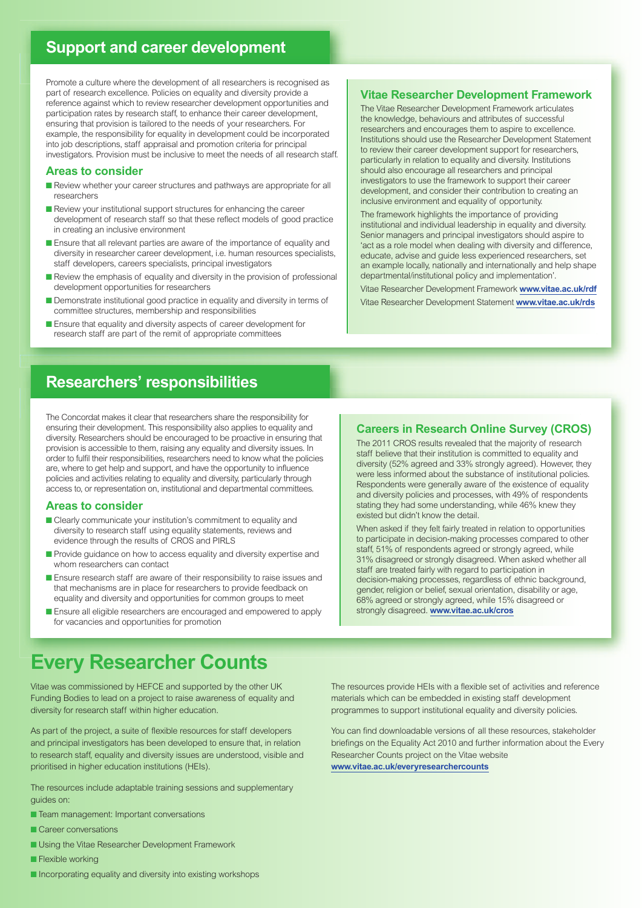## Support and career development

Promote a culture where the development of all researchers is recognised as part of research excellence. Policies on equality and diversity provide a reference against which to review researcher development opportunities and participation rates by research staff, to enhance their career development, ensuring that provision is tailored to the needs of your researchers. For example, the responsibility for equality in development could be incorporated into job descriptions, staff appraisal and promotion criteria for principal investigators. Provision must be inclusive to meet the needs of all research staff.

### Areas to consider

- Review whether your career structures and pathways are appropriate for all researchers
- Review your institutional support structures for enhancing the career development of research staff so that these reflect models of good practice in creating an inclusive environment
- Ensure that all relevant parties are aware of the importance of equality and diversity in researcher career development, i.e. human resources specialists, staff developers, careers specialists, principal investigators
- Review the emphasis of equality and diversity in the provision of professional development opportunities for researchers
- Demonstrate institutional good practice in equality and diversity in terms of committee structures, membership and responsibilities
- Ensure that equality and diversity aspects of career development for research staff are part of the remit of appropriate committees

### Vitae Researcher Development Framework

The Vitae Researcher Development Framework articulates the knowledge, behaviours and attributes of successful researchers and encourages them to aspire to excellence. Institutions should use the Researcher Development Statement to review their career development support for researchers, particularly in relation to equality and diversity. Institutions should also encourage all researchers and principal investigators to use the framework to support their career development, and consider their contribution to creating an inclusive environment and equality of opportunity.

The framework highlights the importance of providing institutional and individual leadership in equality and diversity. Senior managers and principal investigators should aspire to 'act as a role model when dealing with diversity and difference, educate, advise and guide less experienced researchers, set an example locally, nationally and internationally and help shape departmental/institutional policy and implementation'.

Vitae Researcher Development Framework **www.vitae.ac.uk/rdf**

Vitae Researcher Development Statement **www.vitae.ac.uk/rds**

## Researchers' responsibilities

The Concordat makes it clear that researchers share the responsibility for ensuring their development. This responsibility also applies to equality and diversity. Researchers should be encouraged to be proactive in ensuring that provision is accessible to them, raising any equality and diversity issues. In order to fulfil their responsibilities, researchers need to know what the policies are, where to get help and support, and have the opportunity to influence policies and activities relating to equality and diversity, particularly through access to, or representation on, institutional and departmental committees.

### Areas to consider

- Clearly communicate your institution's commitment to equality and diversity to research staff using equality statements, reviews and evidence through the results of CROS and PIRLS
- Provide guidance on how to access equality and diversity expertise and whom researchers can contact
- Ensure research staff are aware of their responsibility to raise issues and that mechanisms are in place for researchers to provide feedback on equality and diversity and opportunities for common groups to meet
- Ensure all eligible researchers are encouraged and empowered to apply for vacancies and opportunities for promotion

### Careers in Research Online Survey (CROS)

The 2011 CROS results revealed that the majority of research staff believe that their institution is committed to equality and diversity (52% agreed and 33% strongly agreed). However, they were less informed about the substance of institutional policies. Respondents were generally aware of the existence of equality and diversity policies and processes, with 49% of respondents stating they had some understanding, while 46% knew they existed but didn't know the detail.

When asked if they felt fairly treated in relation to opportunities to participate in decision-making processes compared to other staff, 51% of respondents agreed or strongly agreed, while 31% disagreed or strongly disagreed. When asked whether all staff are treated fairly with regard to participation in decision-making processes, regardless of ethnic background, gender, religion or belief, sexual orientation, disability or age, 68% agreed or strongly agreed, while 15% disagreed or strongly disagreed. **www.vitae.ac.uk/cros**

# Every Researcher Counts

Vitae was commissioned by HEFCE and supported by the other UK Funding Bodies to lead on a project to raise awareness of equality and diversity for research staff within higher education.

As part of the project, a suite of flexible resources for staff developers and principal investigators has been developed to ensure that, in relation to research staff, equality and diversity issues are understood, visible and prioritised in higher education institutions (HEIs).

The resources include adaptable training sessions and supplementary guides on:

- Team management: Important conversations
- Career conversations
- Using the Vitae Researcher Development Framework
- Flexible working
- Incorporating equality and diversity into existing workshops

The resources provide HEIs with a flexible set of activities and reference materials which can be embedded in existing staff development programmes to support institutional equality and diversity policies.

You can find downloadable versions of all these resources, stakeholder briefings on the Equality Act 2010 and further information about the Every Researcher Counts project on the Vitae website **www.vitae.ac.uk/everyresearchercounts**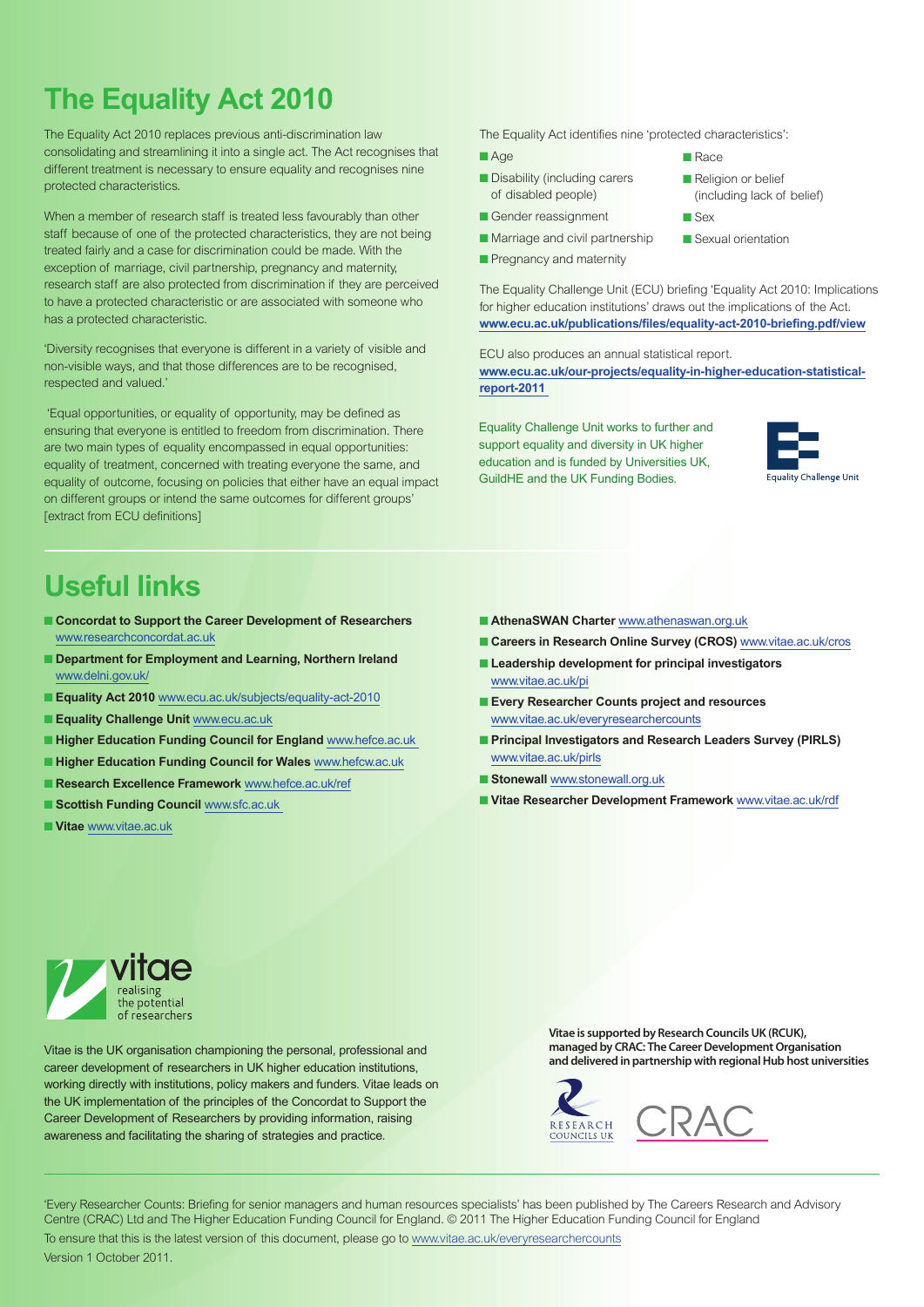# The Equality Act 2010

The Equality Act 2010 replaces previous anti-discrimination law consolidating and streamlining it into a single act. The Act recognises that different treatment is necessary to ensure equality and recognises nine protected characteristics.

When a member of research staff is treated less favourably than other staff because of one of the protected characteristics, they are not being treated fairly and a case for discrimination could be made. With the exception of marriage, civil partnership, pregnancy and maternity, research staff are also protected from discrimination if they are perceived to have a protected characteristic or are associated with someone who has a protected characteristic.

'Diversity recognises that everyone is different in a variety of visible and non-visible ways, and that those differences are to be recognised, respected and valued.'

'Equal opportunities, or equality of opportunity, may be defined as ensuring that everyone is entitled to freedom from discrimination. There are two main types of equality encompassed in equal opportunities: equality of treatment, concerned with treating everyone the same, and equality of outcome, focusing on policies that either have an equal impact on different groups or intend the same outcomes for different groups' [extract from ECU definitions]

The Equality Act identifies nine 'protected characteristics':

- Age
- Disability (including carers of disabled people)
- Gender reassignment
- Marriage and civil partnership
- Pregnancy and maternity
- Race
- Religion or belief (including lack of belief)
- Sex
- Sexual orientation

The Equality Challenge Unit (ECU) briefing 'Equality Act 2010: Implications for higher education institutions' draws out the implications of the Act. **www.ecu.ac.uk/publications/files/equality-act-2010-briefing.pdf/view**

ECU also produces an annual statistical report. **www.ecu.ac.uk/our-projects/equality-in-higher-education-statistical-report-2011**

Equality Challenge Unit works to further and support equality and diversity in UK higher education and is funded by Universities UK, GuildHE and the UK Funding Bodies.

Equality Challenge Unit

# Useful links

- **Concordat to Support the Career Development of Researchers** www.researchconcordat.ac.uk
- **Department for Employment and Learning, Northern Ireland** www.delni.gov.uk/
- **Equality Act 2010** www.ecu.ac.uk/subjects/equality-act-2010
- **Equality Challenge Unit** www.ecu.ac.uk
- **Higher Education Funding Council for England** www.hefce.ac.uk
- **Higher Education Funding Council for Wales** www.hefcw.ac.uk
- **Research Excellence Framework** www.hefce.ac.uk/ref
- **Scottish Funding Council** www.sfc.ac.uk
- **Vitae** www.vitae.ac.uk
- **AthenaSWAN Charter** www.athenaswan.org.uk
- **Careers in Research Online Survey (CROS)** www.vitae.ac.uk/cros
- **Leadership development for principal investigators** www.vitae.ac.uk/pi
- **Every Researcher Counts project and resources** www.vitae.ac.uk/everyresearchercounts
- **Principal Investigators and Research Leaders Survey (PIRLS)** www.vitae.ac.uk/pirls
- **Stonewall** www.stonewall.org.uk
- **Vitae Researcher Development Framework** www.vitae.ac.uk/rdf

vitae realising the potential of researchers

Vitae is the UK organisation championing the personal, professional and career development of researchers in UK higher education institutions, working directly with institutions, policy makers and funders. Vitae leads on the UK implementation of the principles of the Concordat to Support the Career Development of Researchers by providing information, raising awareness and facilitating the sharing of strategies and practice.

**Vitae is supported by Research Councils UK (RCUK), managed by CRAC: The Career Development Organisation and delivered in partnership with regional Hub host universities**

RESEARCH COUNCILS UK

CRAC

'Every Researcher Counts: Briefing for senior managers and human resources specialists' has been published by The Careers Research and Advisory Centre (CRAC) Ltd and The Higher Education Funding Council for England. © 2011 The Higher Education Funding Council for England

To ensure that this is the latest version of this document, please go to www.vitae.ac.uk/everyresearchercounts

Version 1 October 2011.